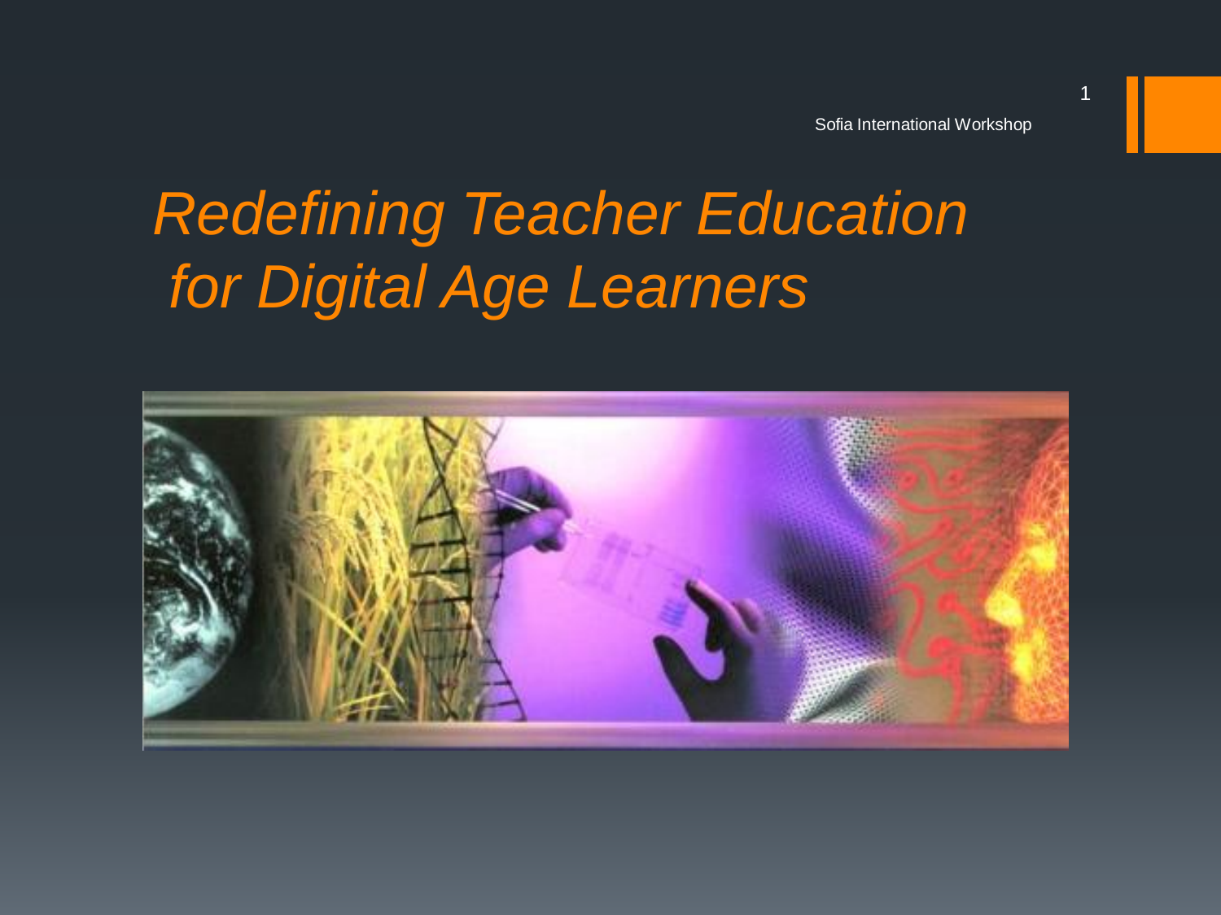# *Redefining Teacher Education for Digital Age Learners*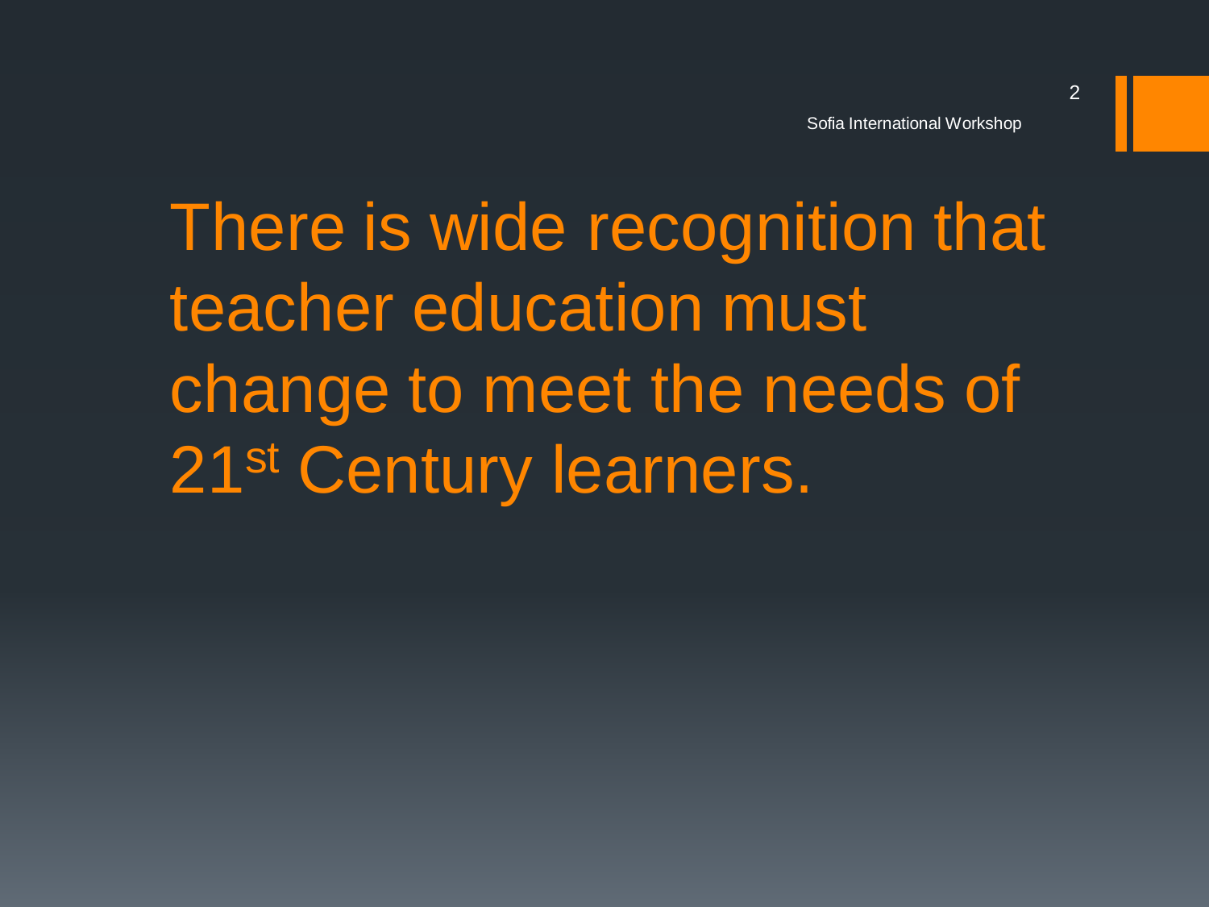There is wide recognition that teacher education must change to meet the needs of 21st Century learners.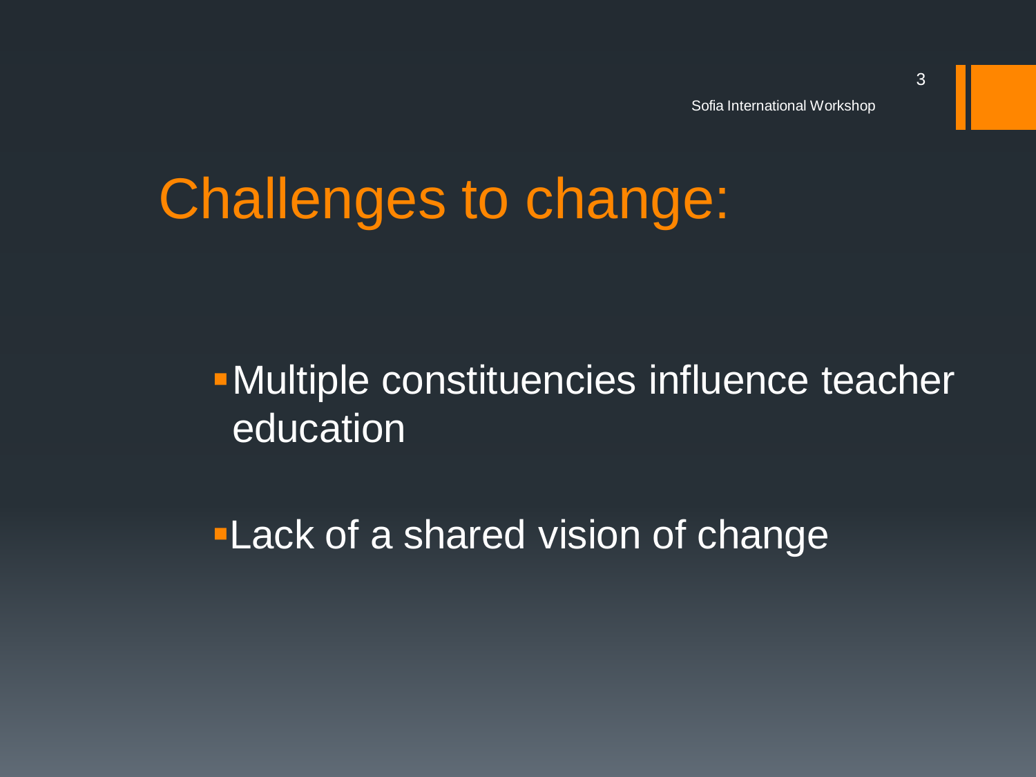# Challenges to change:

- Multiple constituencies influence teacher education
- Lack of a shared vision of change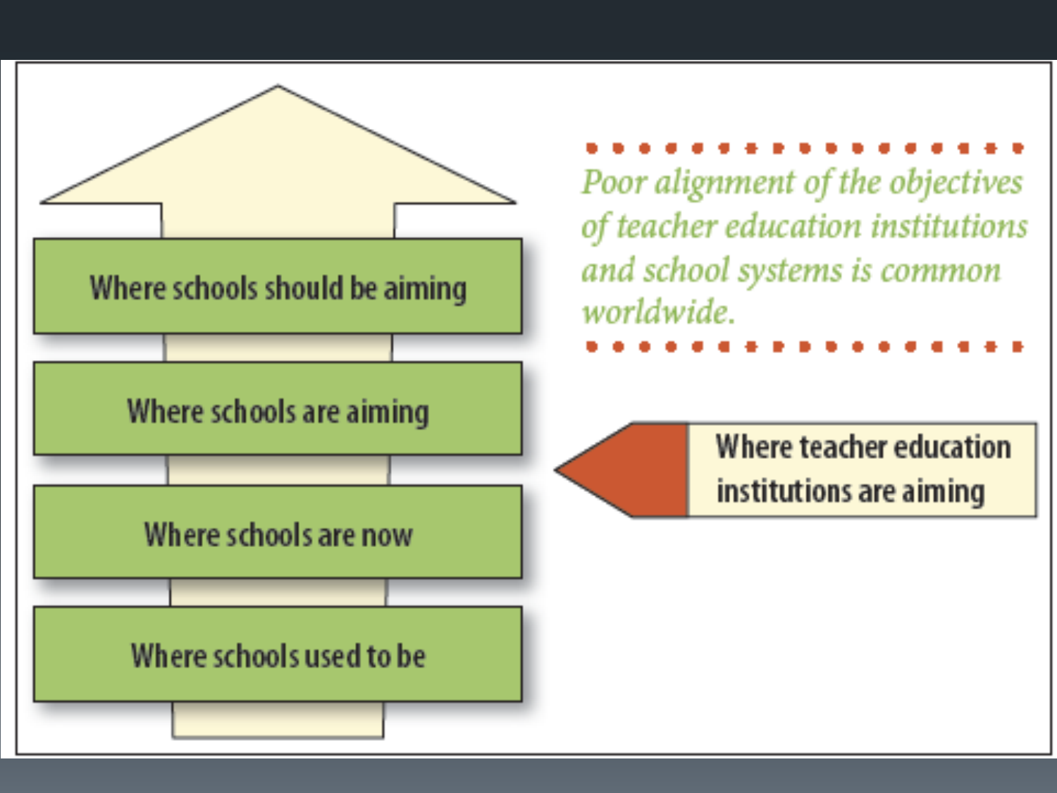Where schools should be aiming

Where schools are aiming

Where schools are now

Where schools used to be

*Poor alignment of the objectives of teacher education institutions and school systems is common worldwide.*

Where teacher education institutions are aiming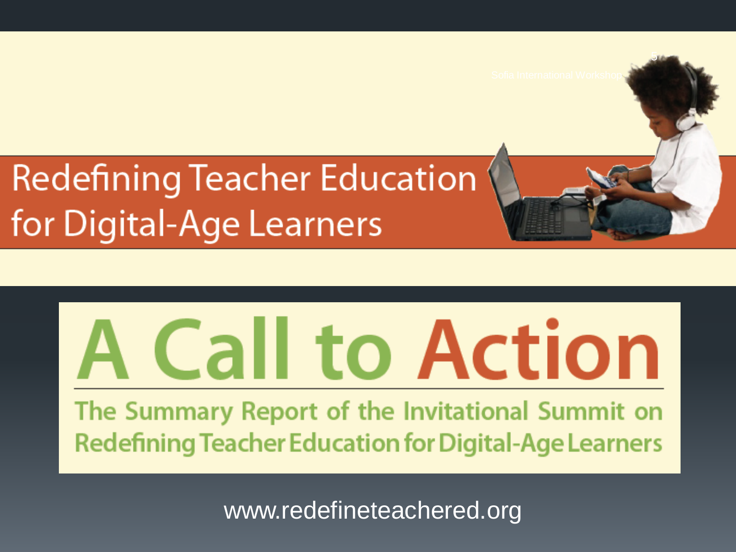# Redefining Teacher Education for Digital-Age Learners

# A Call to Action

## The Summary Report of the Invitational Summit on Redefining Teacher Education for Digital-Age Learners

www.redefineteachered.org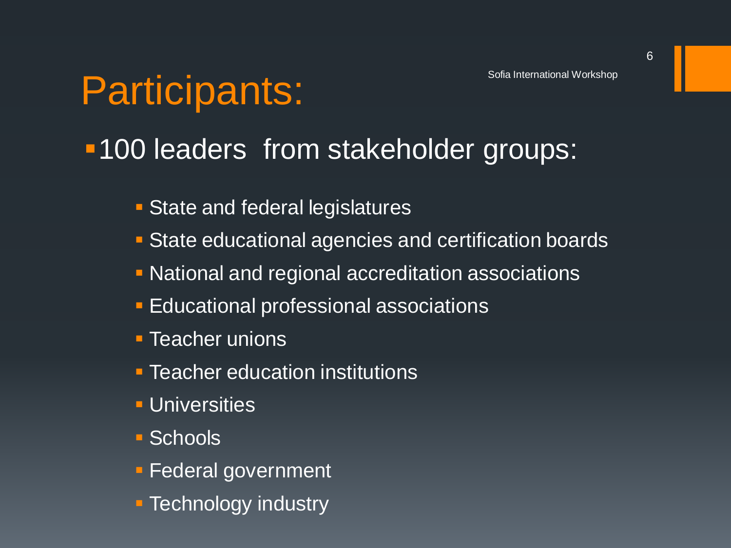# Participants:

- 100 leaders from stakeholder groups:
  - State and federal legislatures
  - State educational agencies and certification boards
  - National and regional accreditation associations
  - Educational professional associations
  - Teacher unions
  - Teacher education institutions
  - Universities
  - Schools
  - Federal government
  - Technology industry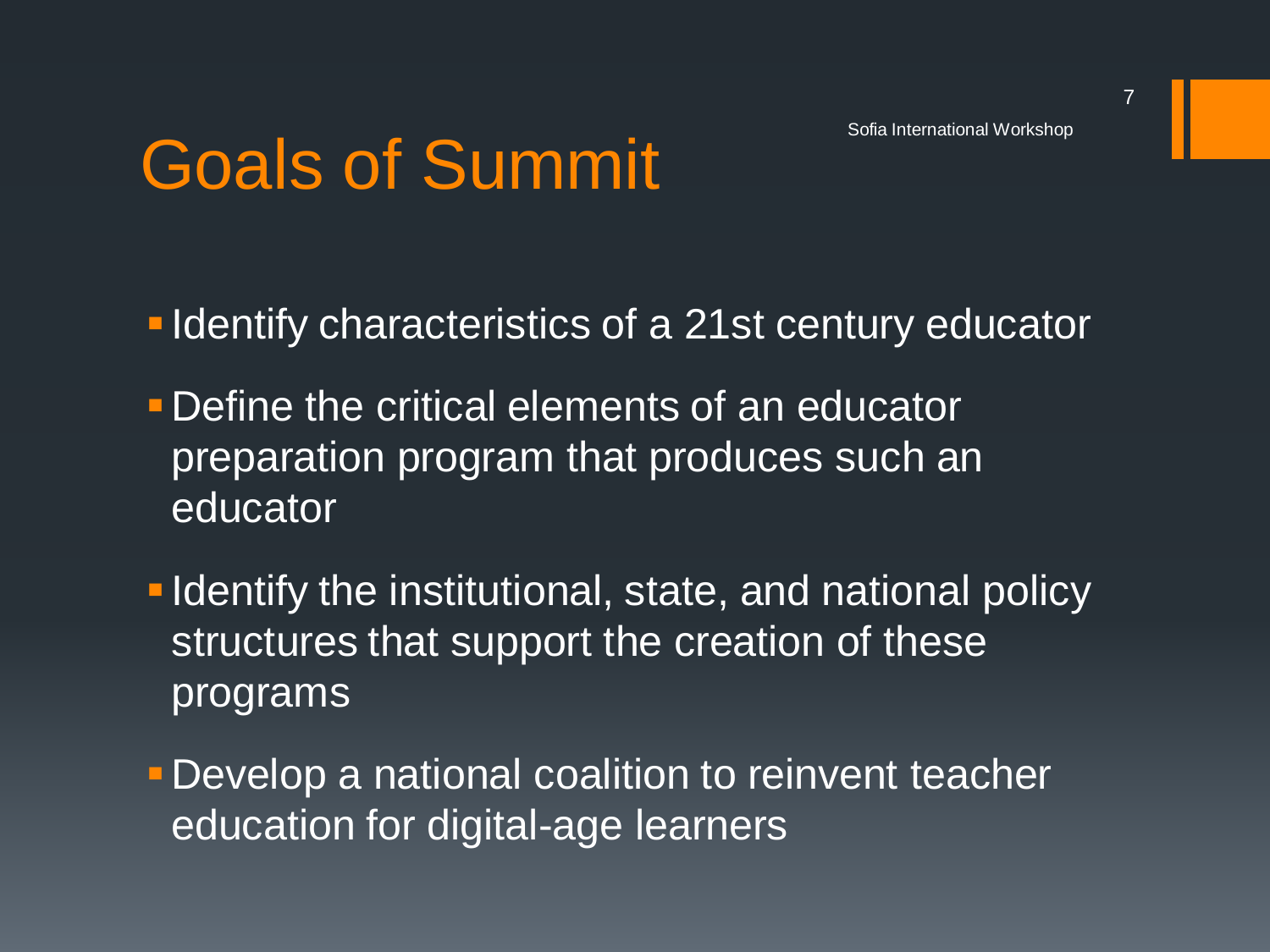# Goals of Summit

- Identify characteristics of a 21st century educator
- Define the critical elements of an educator preparation program that produces such an educator
- Identify the institutional, state, and national policy structures that support the creation of these programs
- Develop a national coalition to reinvent teacher education for digital-age learners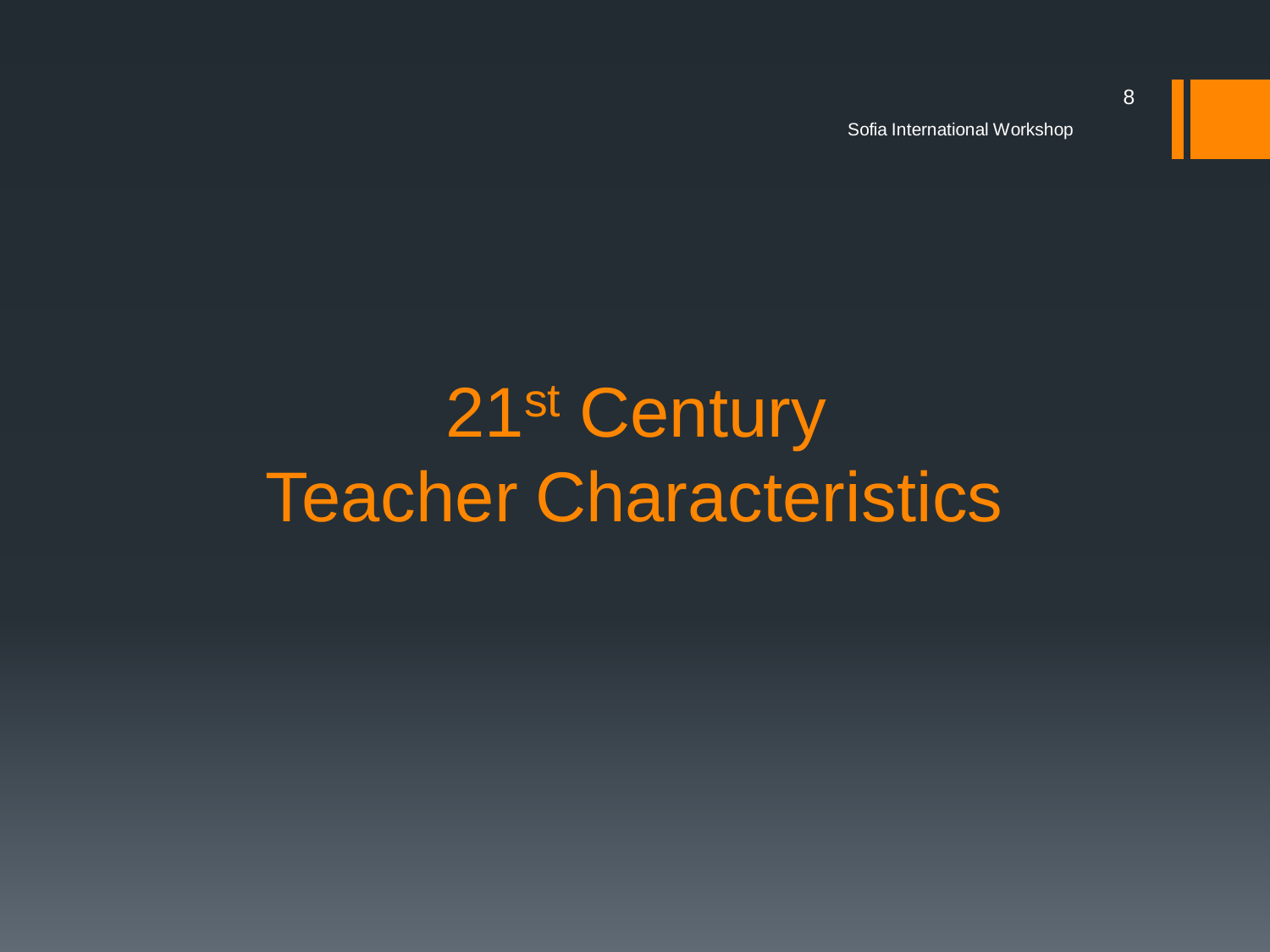# 21st Century Teacher Characteristics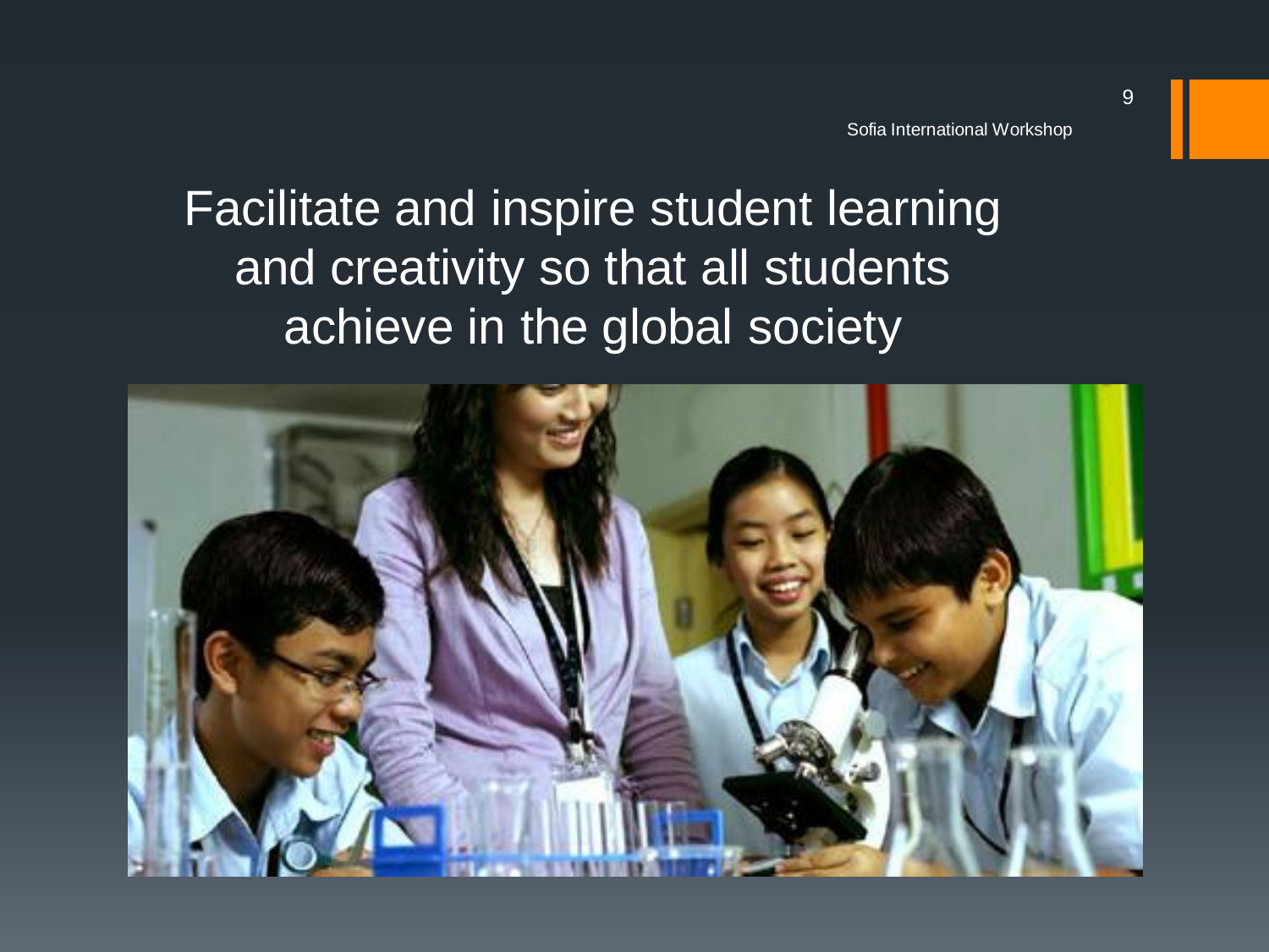# Facilitate and inspire student learning and creativity so that all students achieve in the global society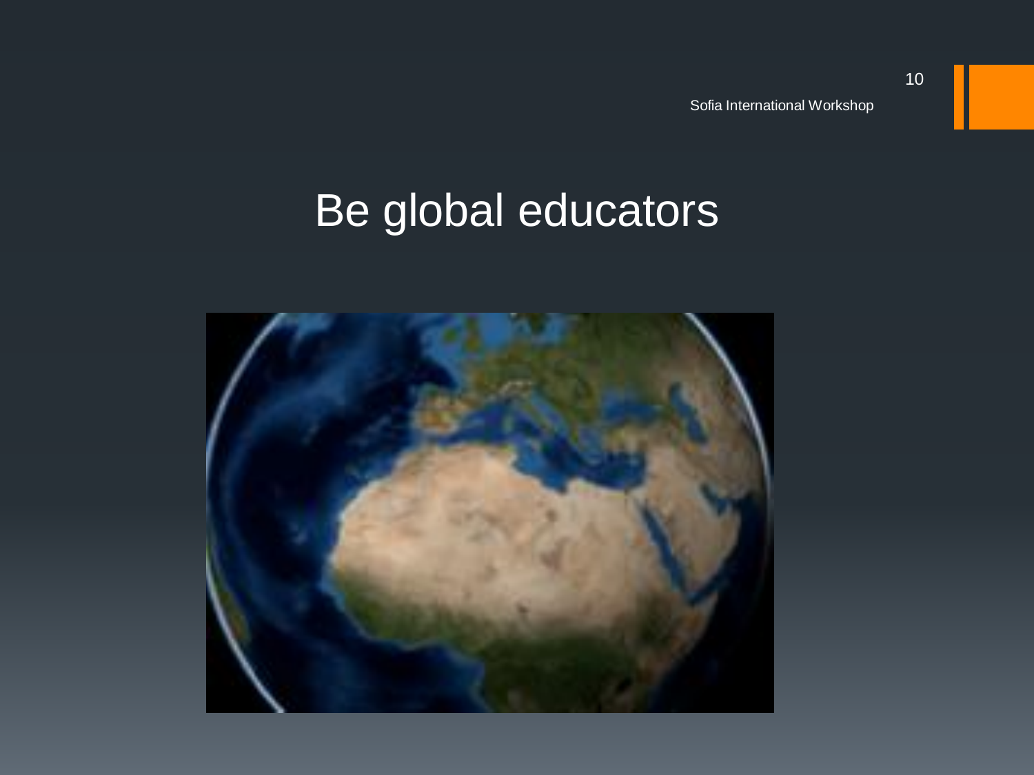# Be global educators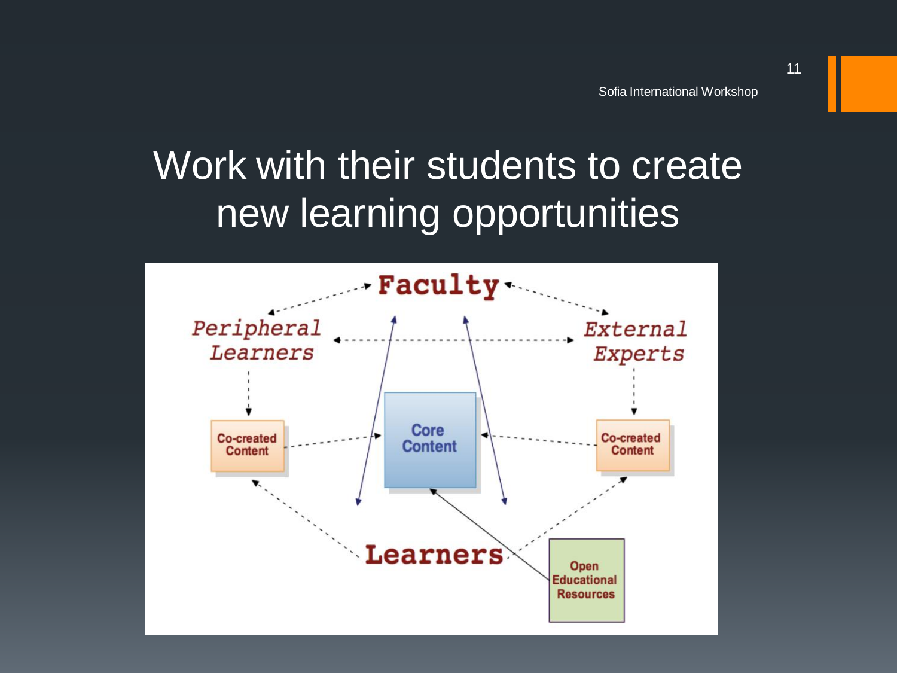# Work with their students to create new learning opportunities

Faculty

Peripheral Learners

External Experts

Co-created Content

Core Content

Co-created Content

Learners

Open Educational Resources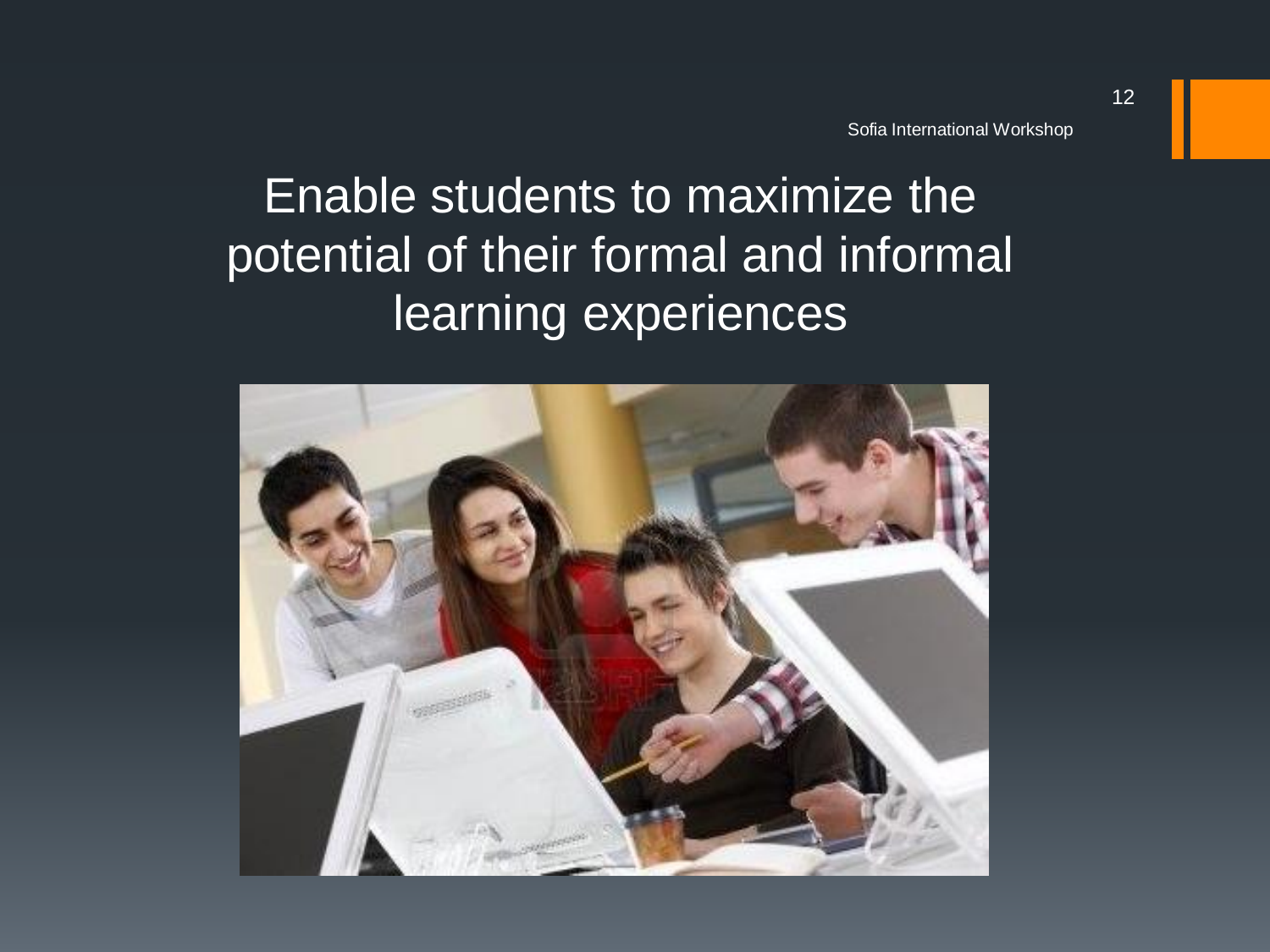# Enable students to maximize the potential of their formal and informal learning experiences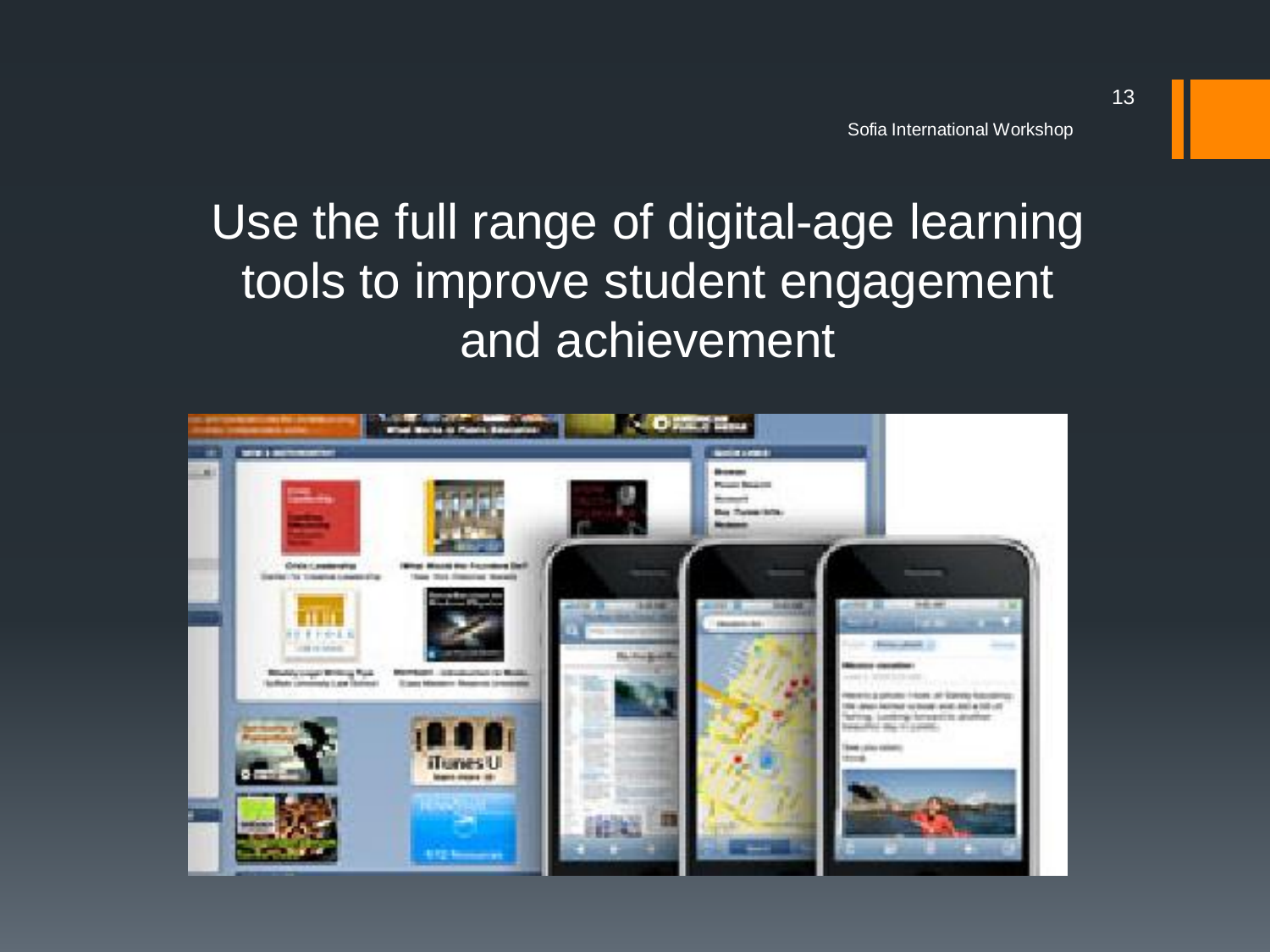# Use the full range of digital-age learning tools to improve student engagement and achievement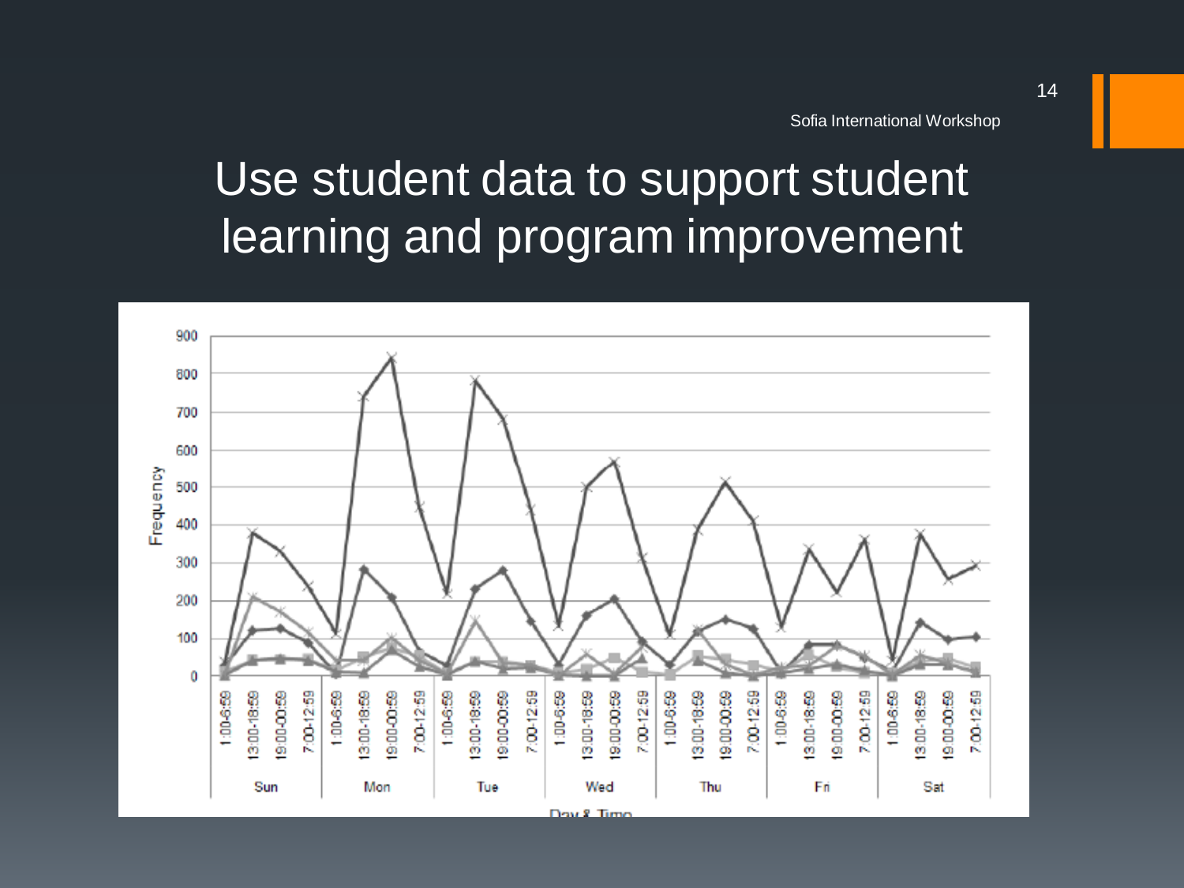# Use student data to support student learning and program improvement

900
800
700
600
500
400
300
200
100
0

Frequency

1:00-6:59
13:00-18:59
19:00-00:59
7:00-12:59

Sun
Mon
Tue
Wed
Thu
Fri
Sat

Day & Time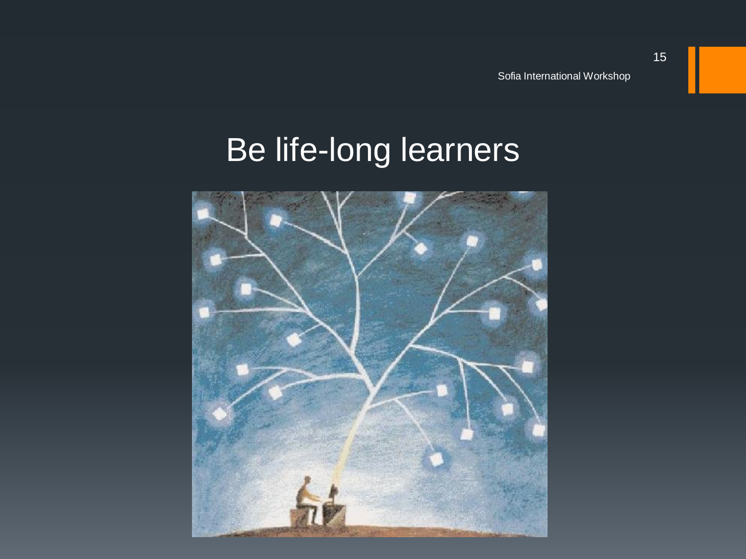# Be life-long learners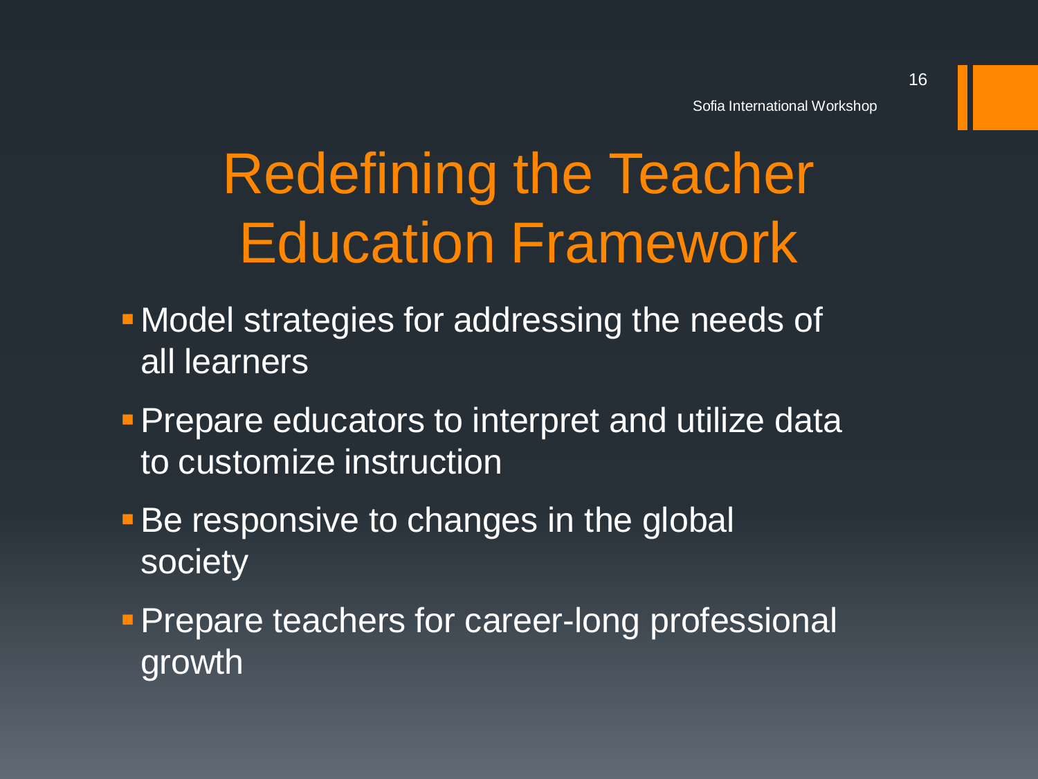# Redefining the Teacher Education Framework

- Model strategies for addressing the needs of all learners
- Prepare educators to interpret and utilize data to customize instruction
- Be responsive to changes in the global society
- Prepare teachers for career-long professional growth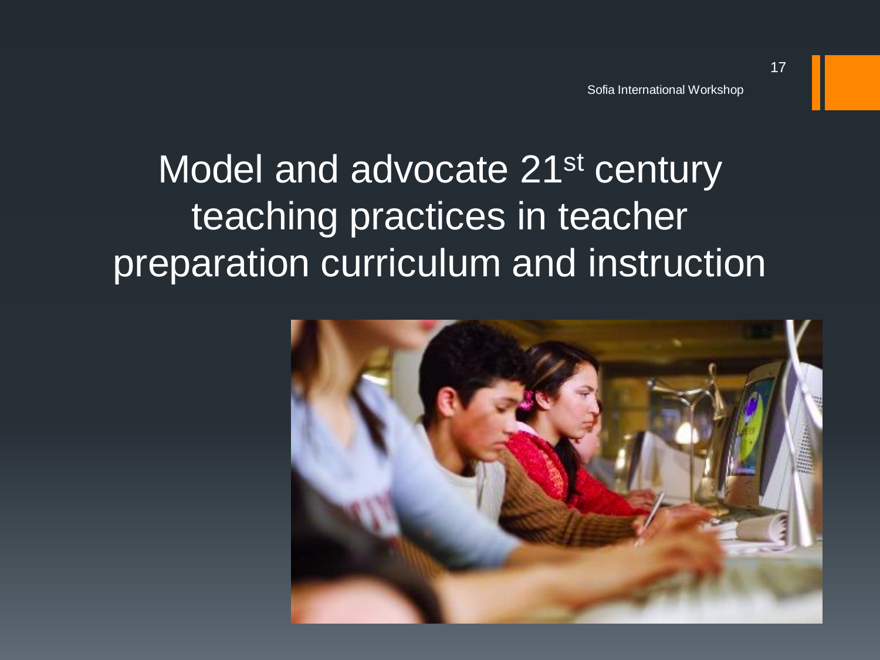# Model and advocate 21st century teaching practices in teacher preparation curriculum and instruction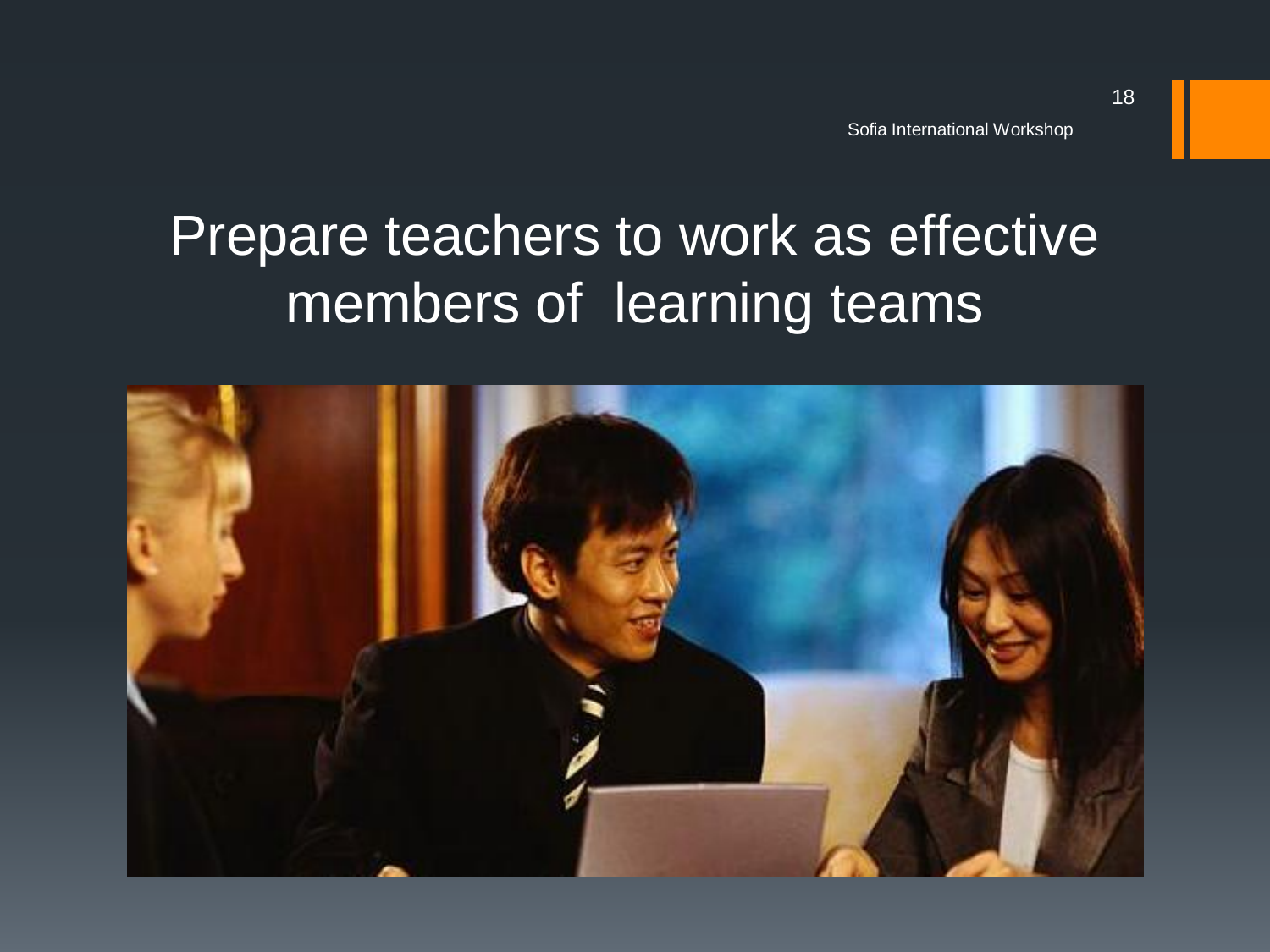# Prepare teachers to work as effective members of learning teams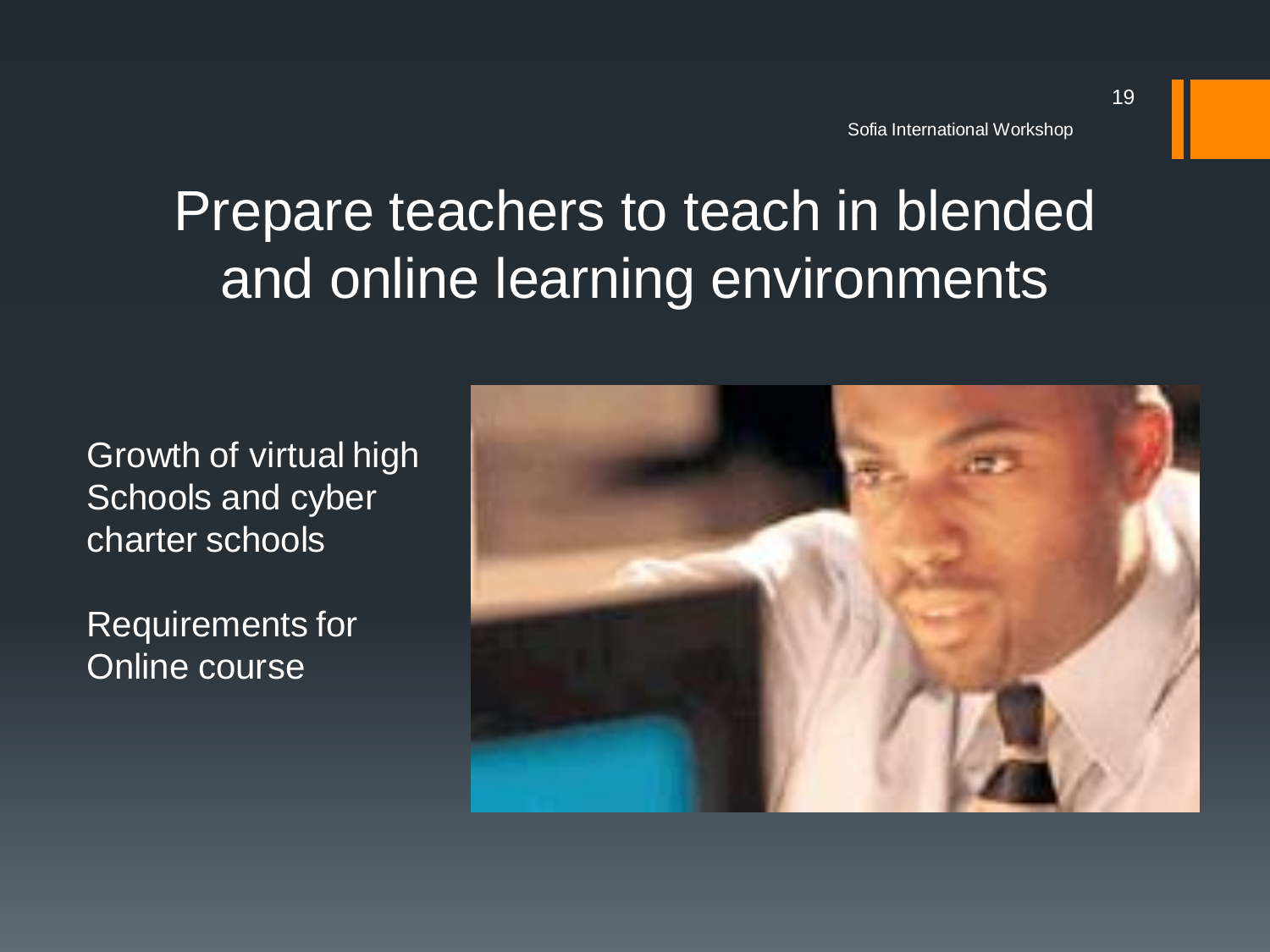# Prepare teachers to teach in blended and online learning environments

Growth of virtual high Schools and cyber charter schools

Requirements for Online course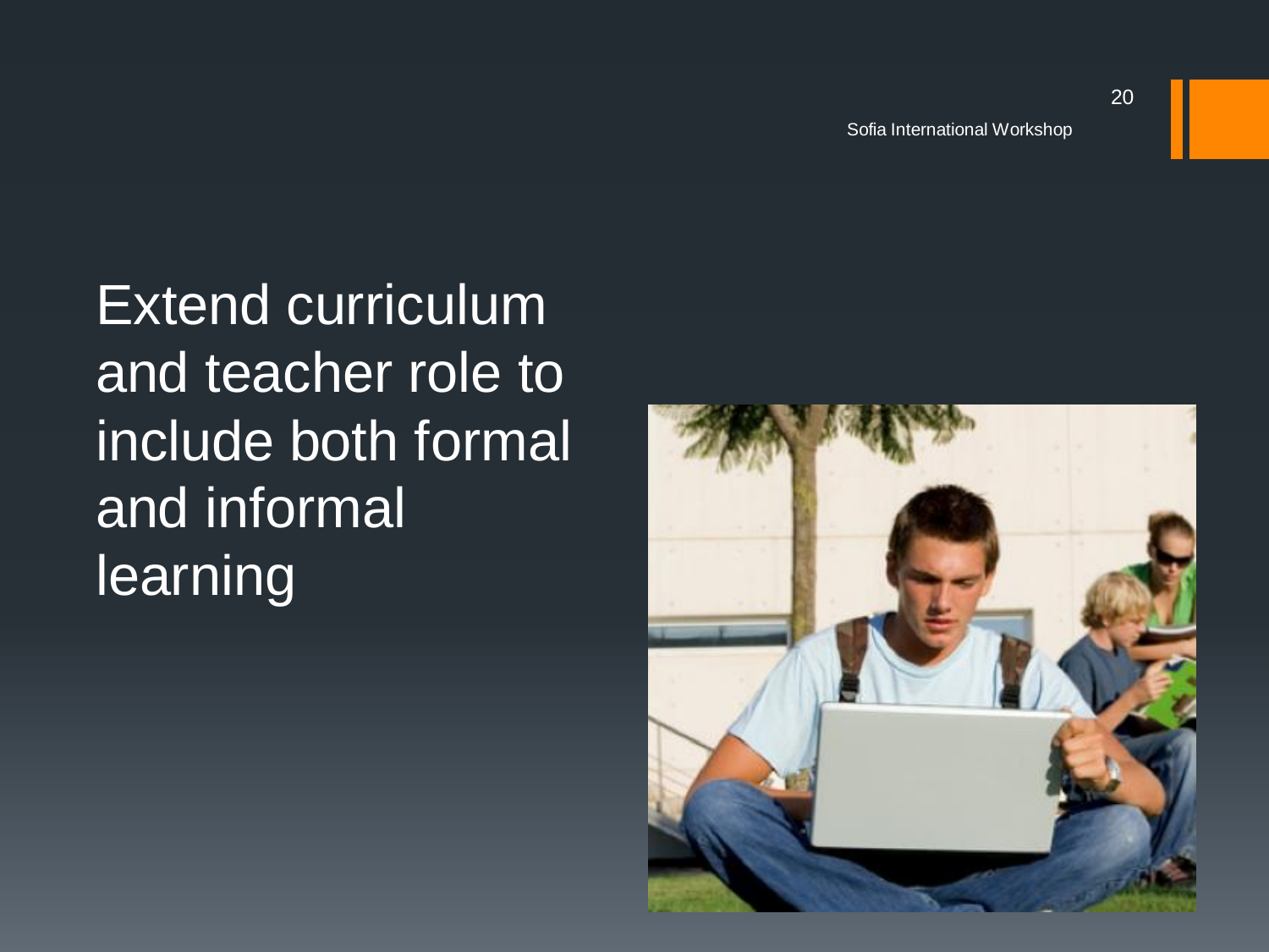Extend curriculum and teacher role to include both formal and informal learning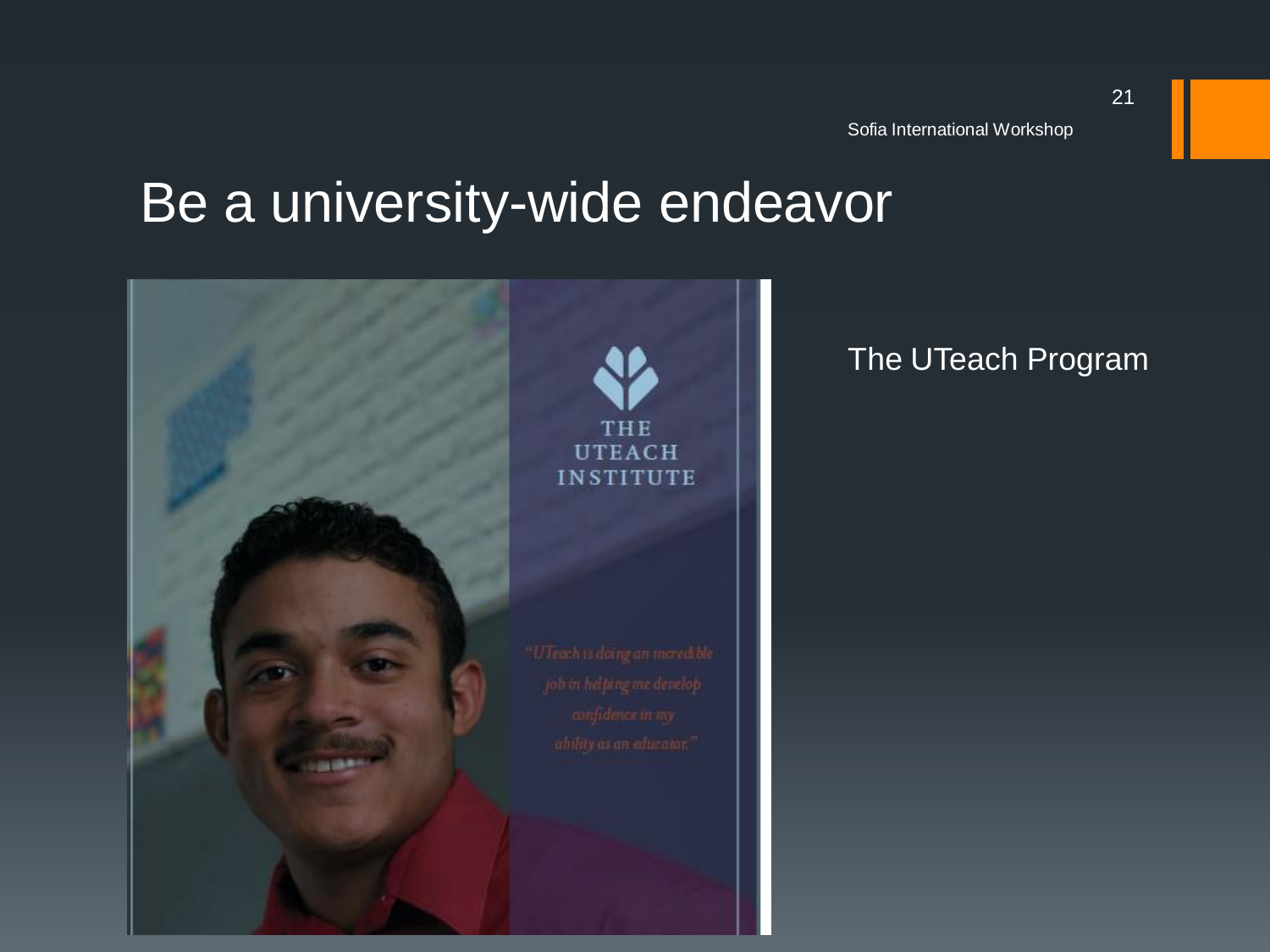# Be a university-wide endeavor

The UTeach Program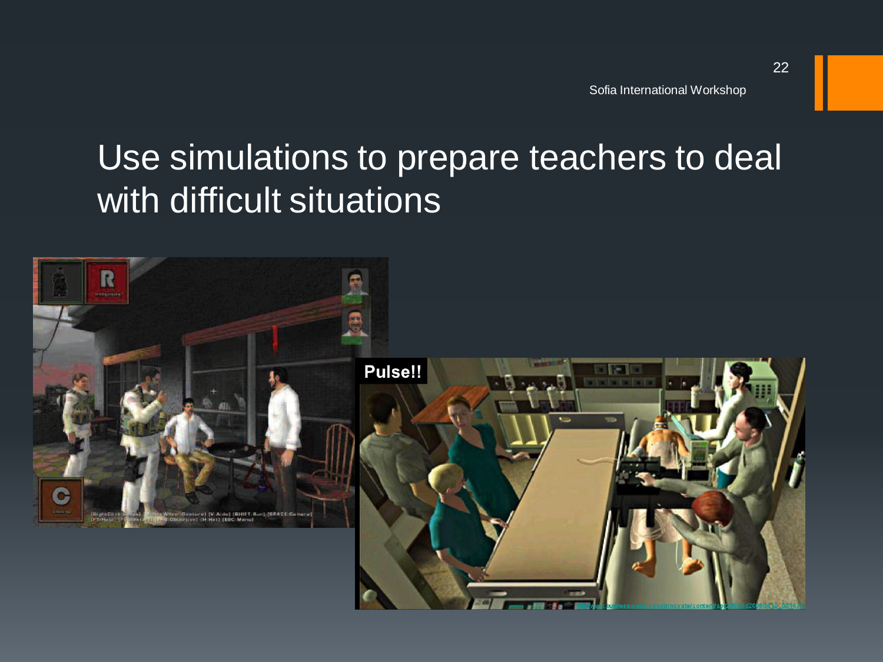# Use simulations to prepare teachers to deal with difficult situations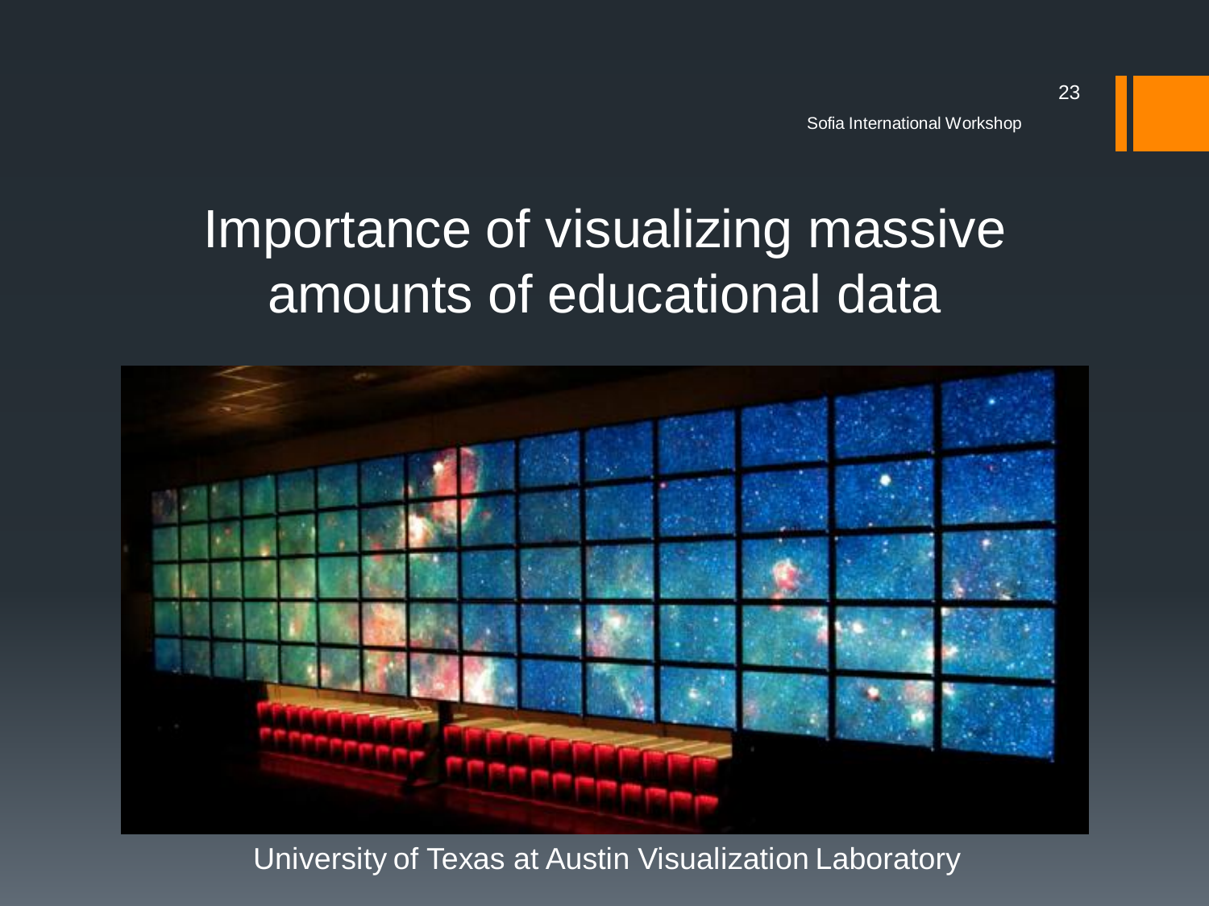# Importance of visualizing massive amounts of educational data

University of Texas at Austin Visualization Laboratory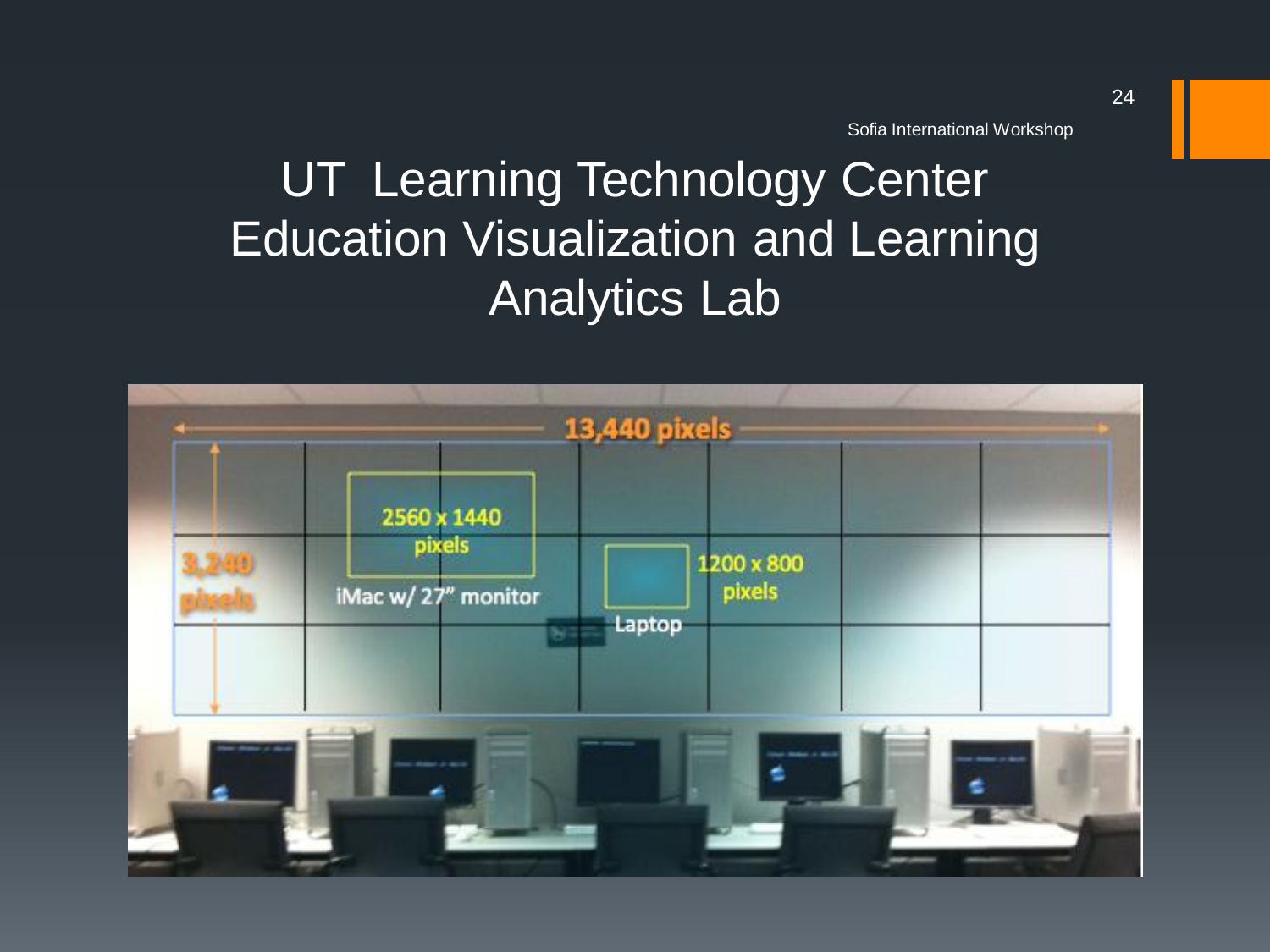# UT Learning Technology Center Education Visualization and Learning Analytics Lab

13,440 pixels

3,240 pixels

2560 x 1440 pixels

iMac w/ 27" monitor

1200 x 800 pixels

Laptop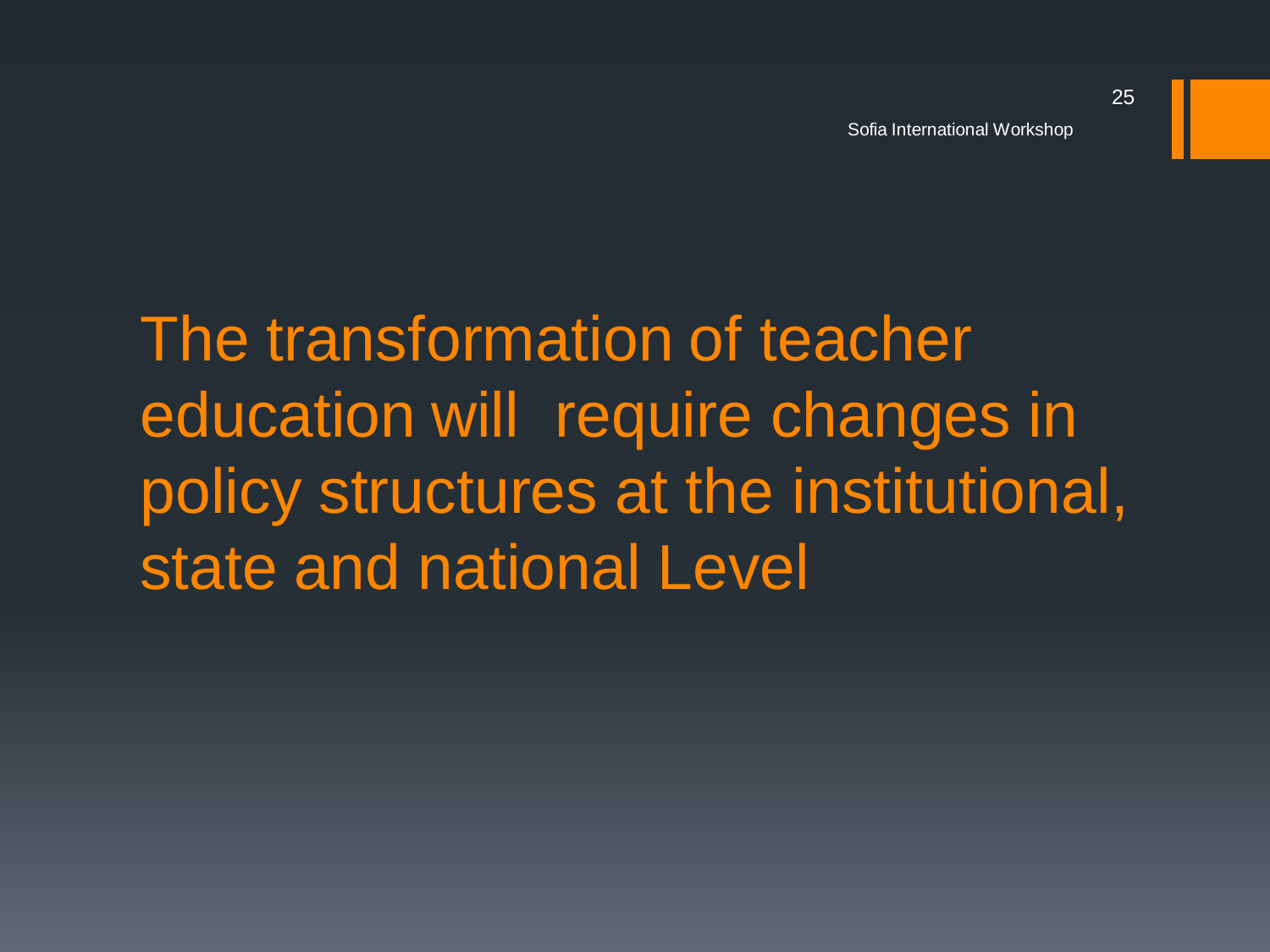The transformation of teacher education will require changes in policy structures at the institutional, state and national Level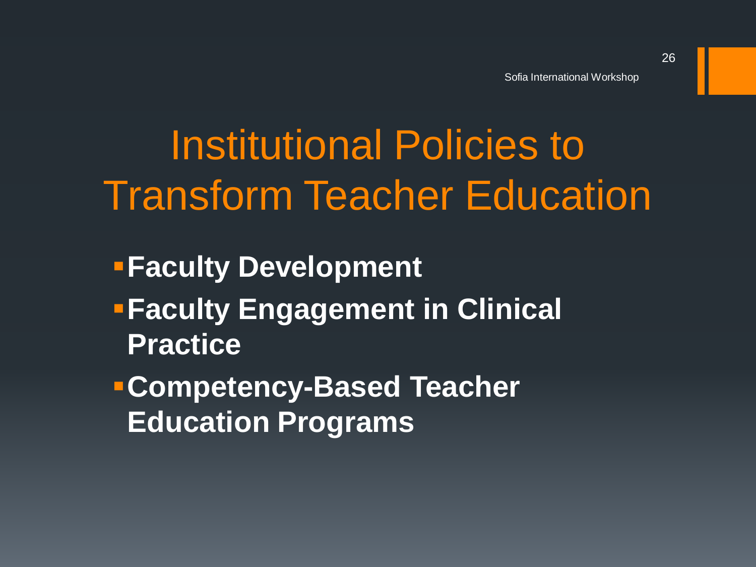# Institutional Policies to Transform Teacher Education

- **Faculty Development**
- **Faculty Engagement in Clinical Practice**
- **Competency-Based Teacher Education Programs**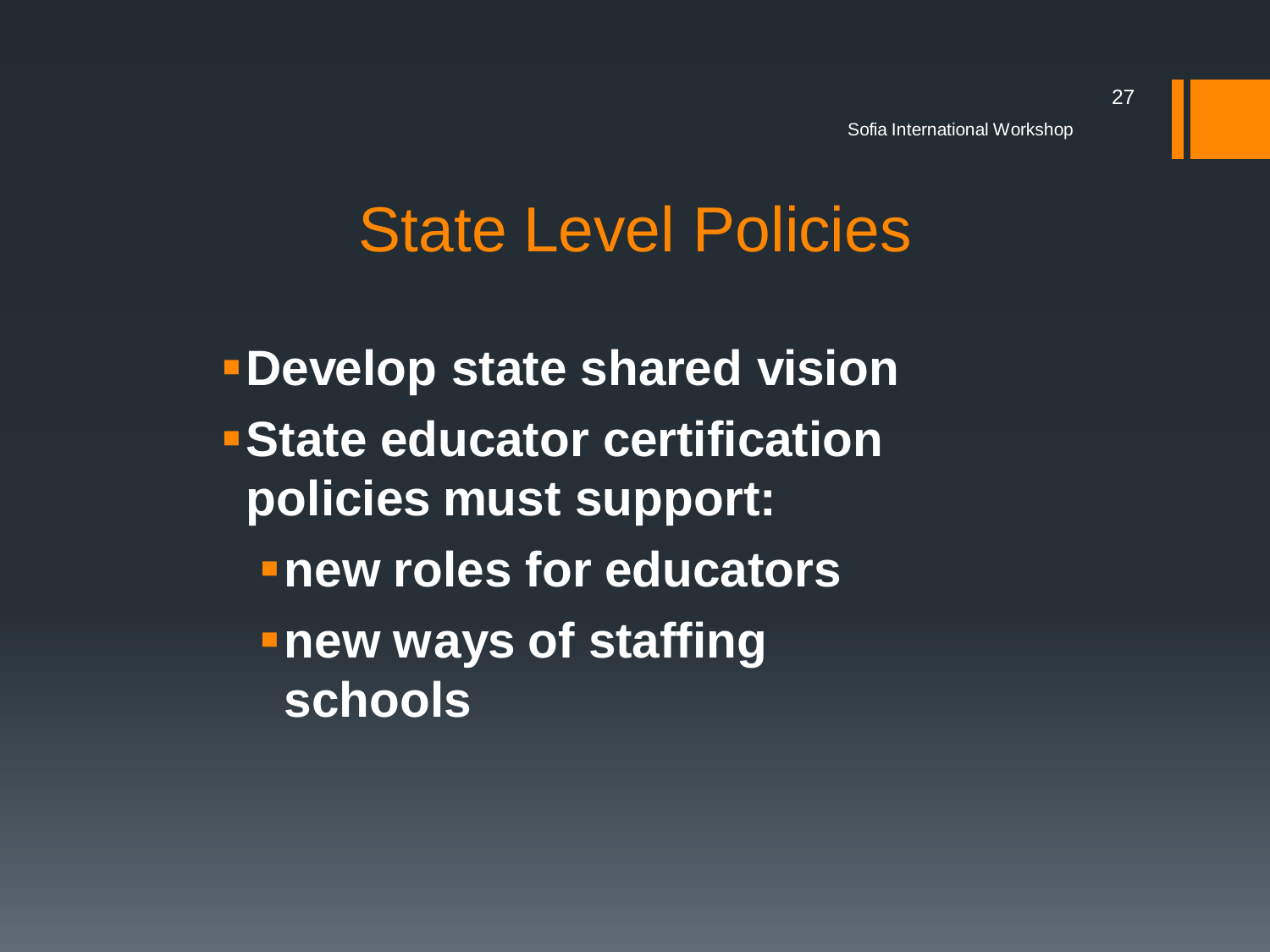# State Level Policies

- **Develop state shared vision**
- **State educator certification policies must support:**
  - **new roles for educators**
  - **new ways of staffing schools**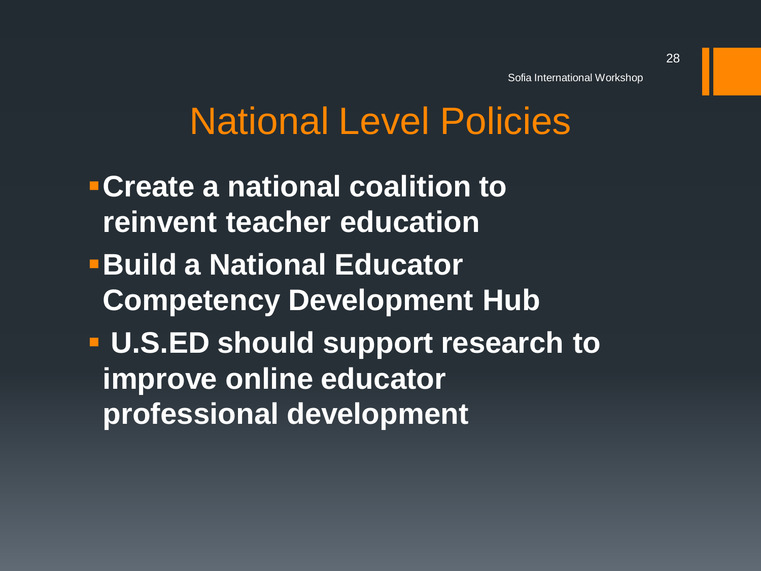# National Level Policies

- **Create a national coalition to reinvent teacher education**
- **Build a National Educator Competency Development Hub**
- **U.S.ED should support research to improve online educator professional development**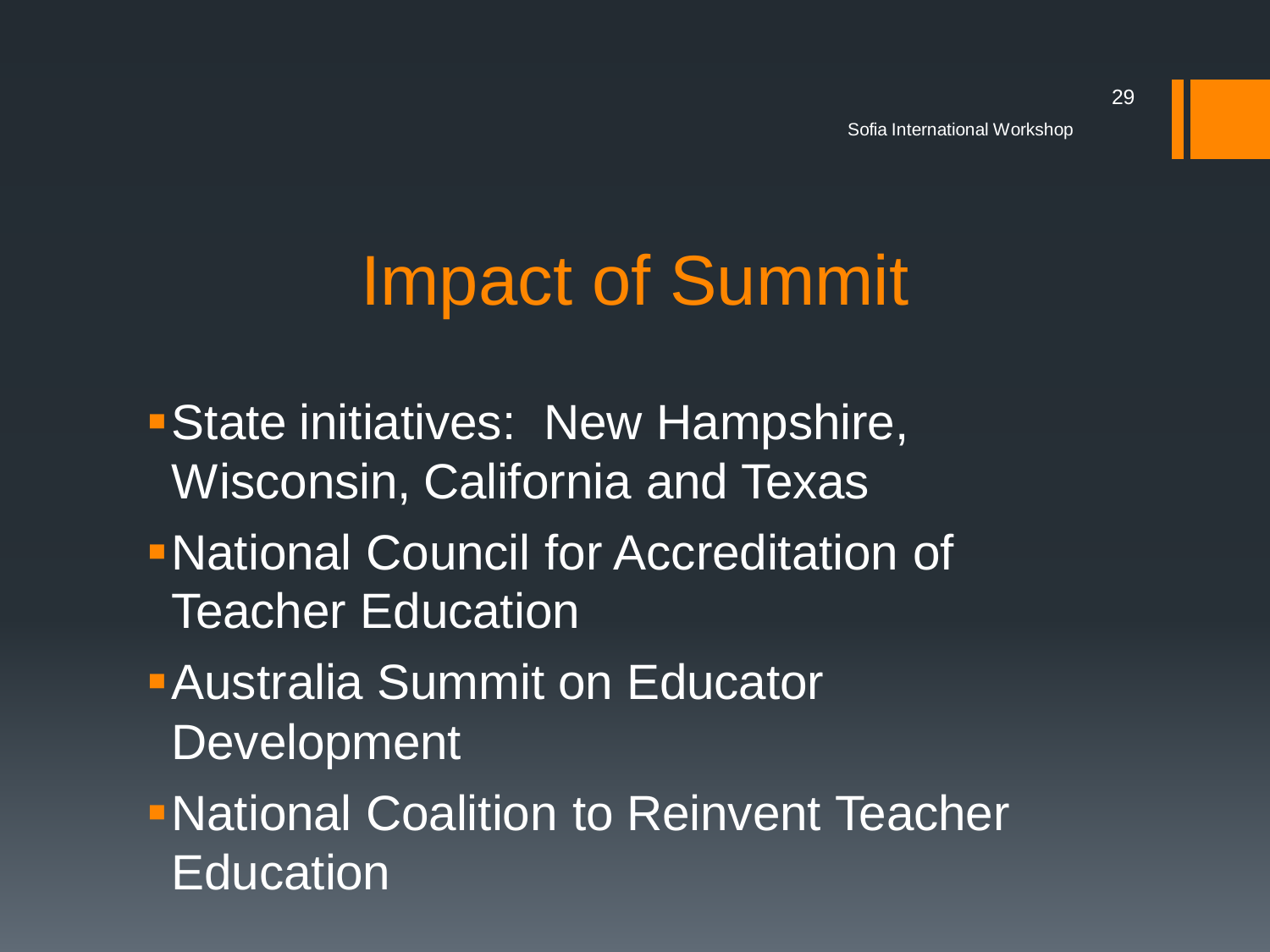# Impact of Summit

- State initiatives: New Hampshire, Wisconsin, California and Texas
- National Council for Accreditation of Teacher Education
- Australia Summit on Educator Development
- National Coalition to Reinvent Teacher Education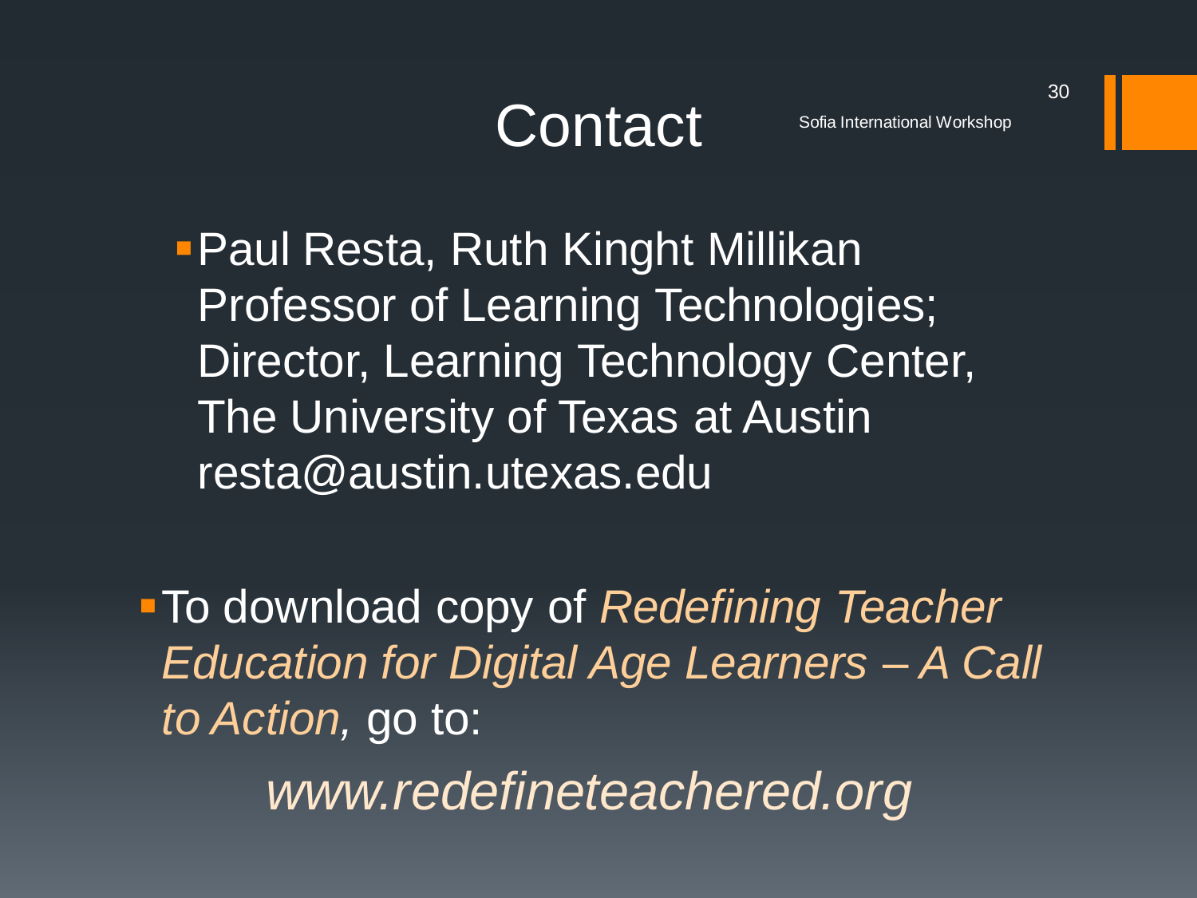# Contact

- Paul Resta, Ruth Kinght Millikan Professor of Learning Technologies; Director, Learning Technology Center, The University of Texas at Austin resta@austin.utexas.edu

- To download copy of *Redefining Teacher Education for Digital Age Learners – A Call to Action,* go to:

  *www.redefineteachered.org*